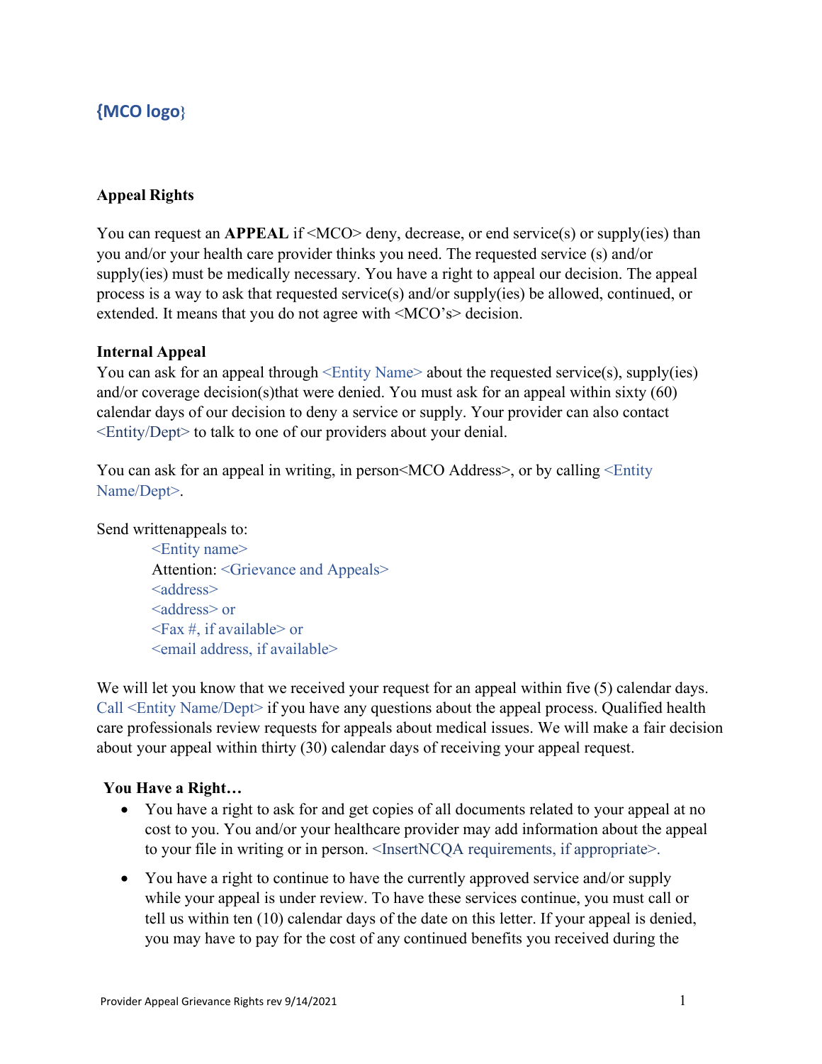{MCO logo}

**Appeal Rights**

You can request an **APPEAL** if <MCO> deny, decrease, or end service(s) or supply(ies) than you and/or your health care provider thinks you need. The requested service (s) and/or supply(ies) must be medically necessary. You have a right to appeal our decision. The appeal process is a way to ask that requested service(s) and/or supply(ies) be allowed, continued, or extended. It means that you do not agree with <MCO's> decision.

**Internal Appeal**

You can ask for an appeal through <Entity Name> about the requested service(s), supply(ies) and/or coverage decision(s)that were denied. You must ask for an appeal within sixty (60) calendar days of our decision to deny a service or supply. Your provider can also contact <Entity/Dept> to talk to one of our providers about your denial.

You can ask for an appeal in writing, in person<MCO Address>, or by calling <Entity Name/Dept>.

Send writtenappeals to:

> <Entity name>
> Attention: <Grievance and Appeals>
> <address>
> <address> or
> <Fax #, if available> or
> <email address, if available>

We will let you know that we received your request for an appeal within five (5) calendar days. Call <Entity Name/Dept> if you have any questions about the appeal process. Qualified health care professionals review requests for appeals about medical issues. We will make a fair decision about your appeal within thirty (30) calendar days of receiving your appeal request.

**You Have a Right…**

- You have a right to ask for and get copies of all documents related to your appeal at no cost to you. You and/or your healthcare provider may add information about the appeal to your file in writing or in person. <InsertNCQA requirements, if appropriate>.
- You have a right to continue to have the currently approved service and/or supply while your appeal is under review. To have these services continue, you must call or tell us within ten (10) calendar days of the date on this letter. If your appeal is denied, you may have to pay for the cost of any continued benefits you received during the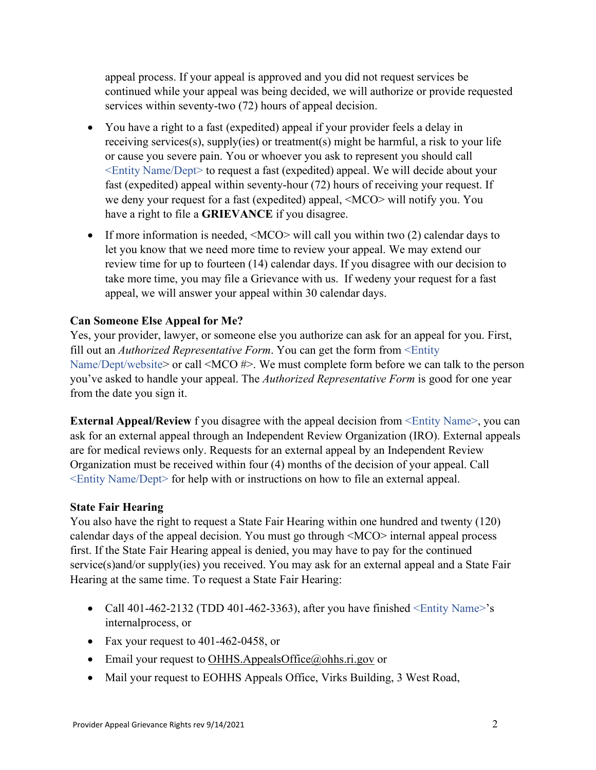appeal process. If your appeal is approved and you did not request services be continued while your appeal was being decided, we will authorize or provide requested services within seventy-two (72) hours of appeal decision.

- You have a right to a fast (expedited) appeal if your provider feels a delay in receiving services(s), supply(ies) or treatment(s) might be harmful, a risk to your life or cause you severe pain. You or whoever you ask to represent you should call <Entity Name/Dept> to request a fast (expedited) appeal. We will decide about your fast (expedited) appeal within seventy-hour (72) hours of receiving your request. If we deny your request for a fast (expedited) appeal, <MCO> will notify you. You have a right to file a **GRIEVANCE** if you disagree.
- If more information is needed, <MCO> will call you within two (2) calendar days to let you know that we need more time to review your appeal. We may extend our review time for up to fourteen (14) calendar days. If you disagree with our decision to take more time, you may file a Grievance with us. If wedeny your request for a fast appeal, we will answer your appeal within 30 calendar days.

**Can Someone Else Appeal for Me?**
Yes, your provider, lawyer, or someone else you authorize can ask for an appeal for you. First, fill out an *Authorized Representative Form*. You can get the form from <Entity Name/Dept/website> or call <MCO #>. We must complete form before we can talk to the person you've asked to handle your appeal. The *Authorized Representative Form* is good for one year from the date you sign it.

**External Appeal/Review** f you disagree with the appeal decision from <Entity Name>, you can ask for an external appeal through an Independent Review Organization (IRO). External appeals are for medical reviews only. Requests for an external appeal by an Independent Review Organization must be received within four (4) months of the decision of your appeal. Call <Entity Name/Dept> for help with or instructions on how to file an external appeal.

**State Fair Hearing**
You also have the right to request a State Fair Hearing within one hundred and twenty (120) calendar days of the appeal decision. You must go through <MCO> internal appeal process first. If the State Fair Hearing appeal is denied, you may have to pay for the continued service(s)and/or supply(ies) you received. You may ask for an external appeal and a State Fair Hearing at the same time. To request a State Fair Hearing:

- Call 401-462-2132 (TDD 401-462-3363), after you have finished <Entity Name>'s internalprocess, or
- Fax your request to 401-462-0458, or
- Email your request to OHHS.AppealsOffice@ohhs.ri.gov or
- Mail your request to EOHHS Appeals Office, Virks Building, 3 West Road,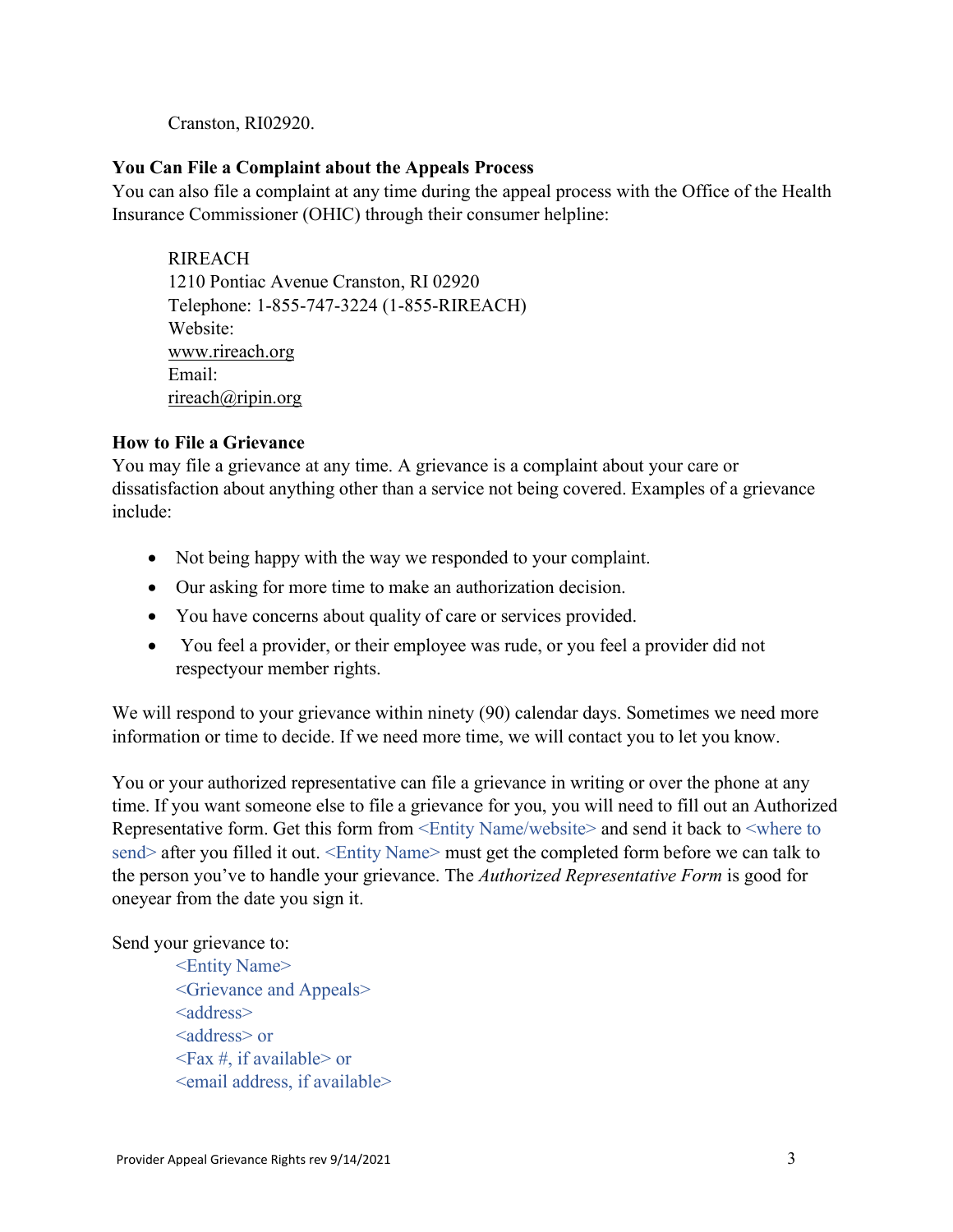Cranston, RI02920.

**You Can File a Complaint about the Appeals Process**

You can also file a complaint at any time during the appeal process with the Office of the Health Insurance Commissioner (OHIC) through their consumer helpline:

RIREACH
1210 Pontiac Avenue Cranston, RI 02920
Telephone: 1-855-747-3224 (1-855-RIREACH)
Website:
www.rireach.org
Email:
rireach@ripin.org

**How to File a Grievance**

You may file a grievance at any time. A grievance is a complaint about your care or dissatisfaction about anything other than a service not being covered. Examples of a grievance include:

- Not being happy with the way we responded to your complaint.
- Our asking for more time to make an authorization decision.
- You have concerns about quality of care or services provided.
- You feel a provider, or their employee was rude, or you feel a provider did not respectyour member rights.

We will respond to your grievance within ninety (90) calendar days. Sometimes we need more information or time to decide. If we need more time, we will contact you to let you know.

You or your authorized representative can file a grievance in writing or over the phone at any time. If you want someone else to file a grievance for you, you will need to fill out an Authorized Representative form. Get this form from <Entity Name/website> and send it back to <where to send> after you filled it out. <Entity Name> must get the completed form before we can talk to the person you've to handle your grievance. The *Authorized Representative Form* is good for oneyear from the date you sign it.

Send your grievance to:

<Entity Name>
<Grievance and Appeals>
<address>
<address> or
<Fax #, if available> or
<email address, if available>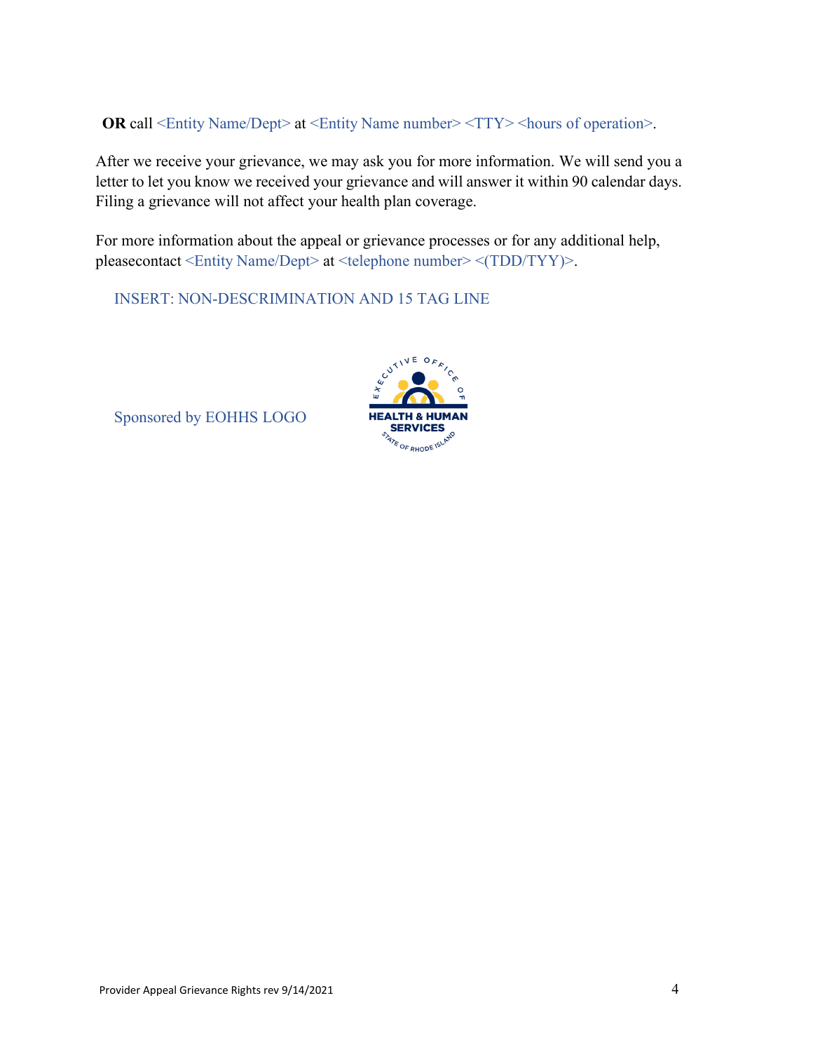**OR** call <Entity Name/Dept> at <Entity Name number> <TTY> <hours of operation>.

After we receive your grievance, we may ask you for more information. We will send you a letter to let you know we received your grievance and will answer it within 90 calendar days. Filing a grievance will not affect your health plan coverage.

For more information about the appeal or grievance processes or for any additional help, pleasecontact <Entity Name/Dept> at <telephone number> <(TDD/TYY)>.

INSERT: NON-DESCRIMINATION AND 15 TAG LINE

Sponsored by EOHHS LOGO

EXECUTIVE OFFICE OF HEALTH & HUMAN SERVICES STATE OF RHODE ISLAND

Provider Appeal Grievance Rights rev 9/14/2021